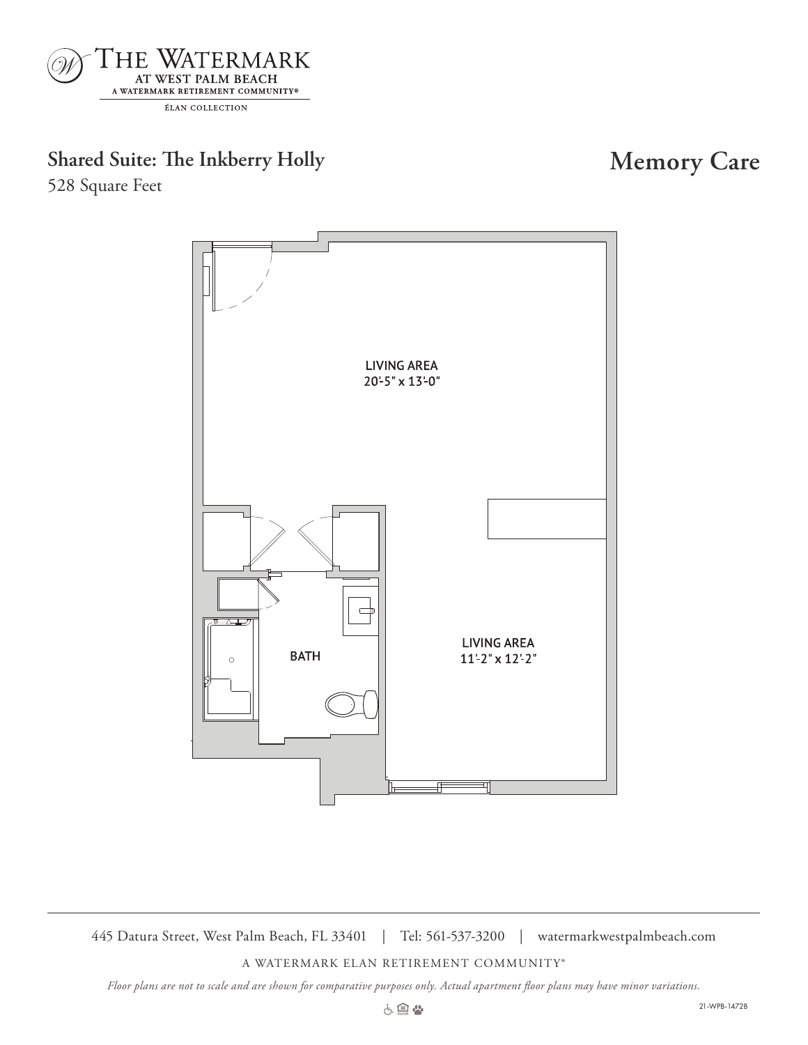THE WATERMARK
AT WEST PALM BEACH
A WATERMARK RETIREMENT COMMUNITY®
ÉLAN COLLECTION

## Shared Suite: The Inkberry Holly

528 Square Feet

## Memory Care

LIVING AREA
20'-5" x 13'-0"

BATH

LIVING AREA
11'-2" x 12'-2"

445 Datura Street, West Palm Beach, FL 33401 | Tel: 561-537-3200 | watermarkwestpalmbeach.com

A WATERMARK ELAN RETIREMENT COMMUNITY®

*Floor plans are not to scale and are shown for comparative purposes only. Actual apartment floor plans may have minor variations.*

21-WPB-1472B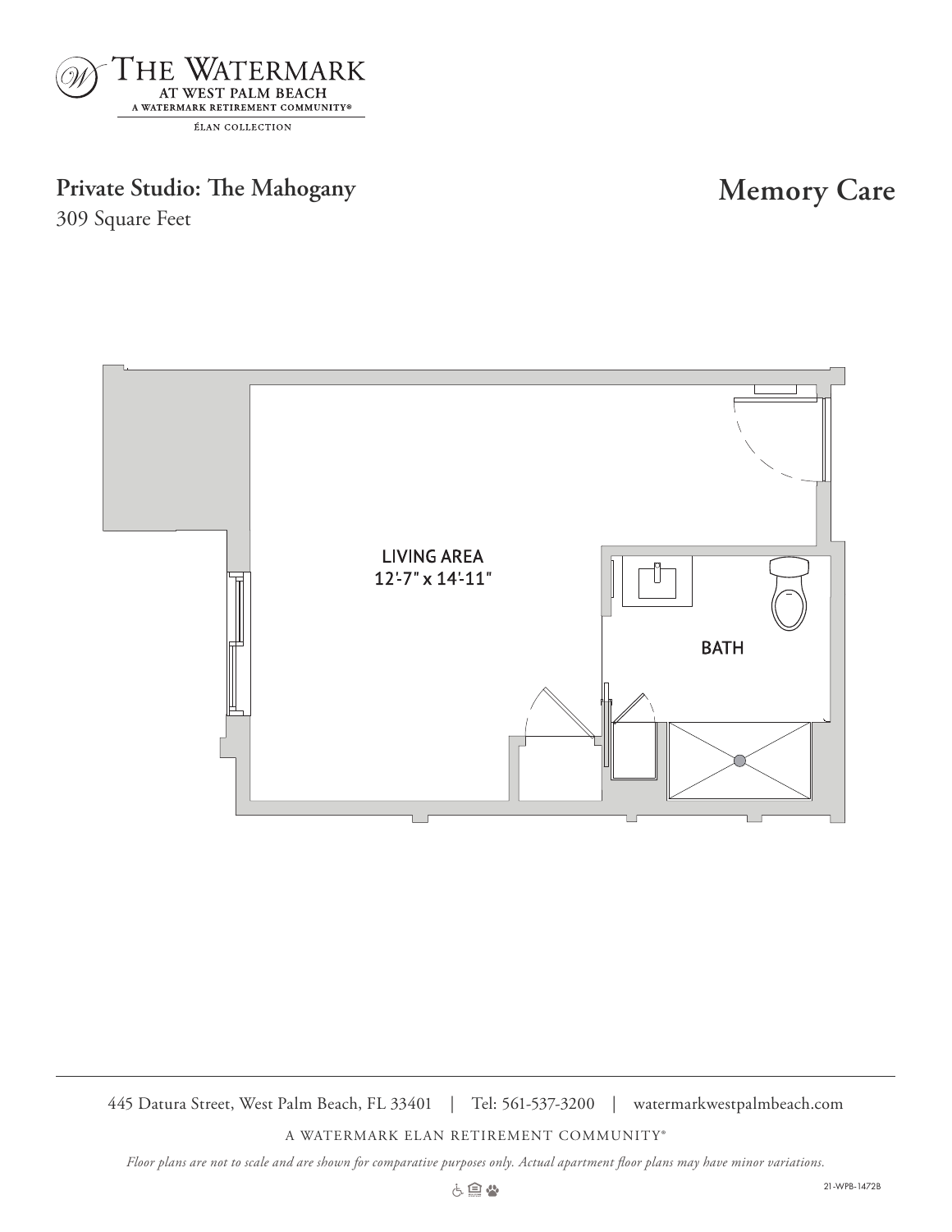THE WATERMARK
AT WEST PALM BEACH
A WATERMARK RETIREMENT COMMUNITY®
ÉLAN COLLECTION

## Private Studio: The Mahogany

309 Square Feet

## Memory Care

LIVING AREA
12'-7" x 14'-11"

BATH

445 Datura Street, West Palm Beach, FL 33401 | Tel: 561-537-3200 | watermarkwestpalmbeach.com

A WATERMARK ELAN RETIREMENT COMMUNITY®

*Floor plans are not to scale and are shown for comparative purposes only. Actual apartment floor plans may have minor variations.*

21-WPB-1472B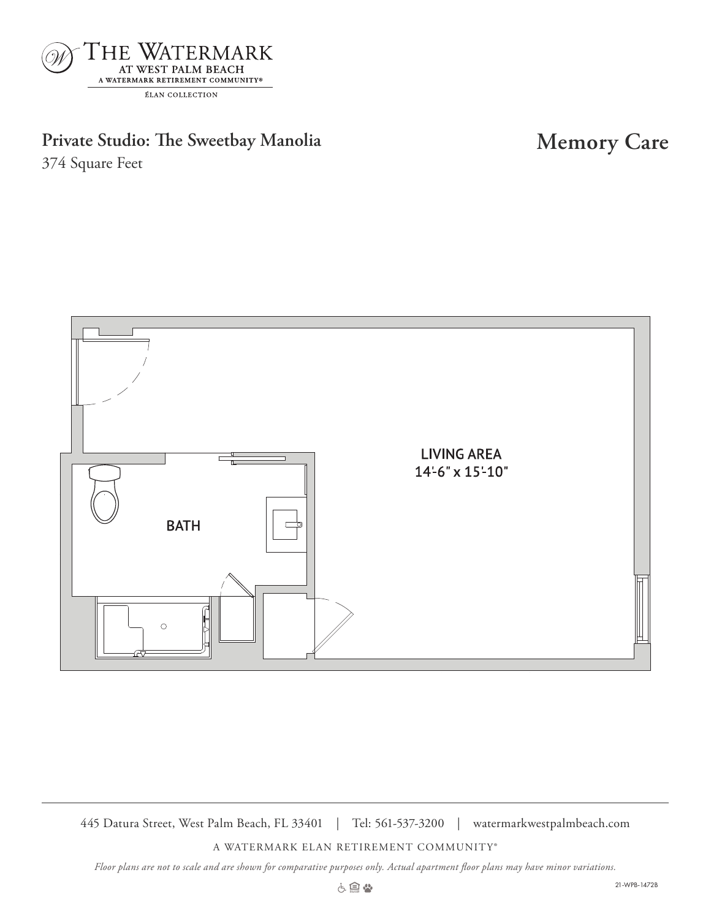THE WATERMARK
AT WEST PALM BEACH
A WATERMARK RETIREMENT COMMUNITY®
ÉLAN COLLECTION

## Private Studio: The Sweetbay Manolia

374 Square Feet

## Memory Care

LIVING AREA
14'-6" x 15'-10"

BATH

445 Datura Street, West Palm Beach, FL 33401 | Tel: 561-537-3200 | watermarkwestpalmbeach.com

A WATERMARK ELAN RETIREMENT COMMUNITY®

*Floor plans are not to scale and are shown for comparative purposes only. Actual apartment floor plans may have minor variations.*

21-WPB-1472B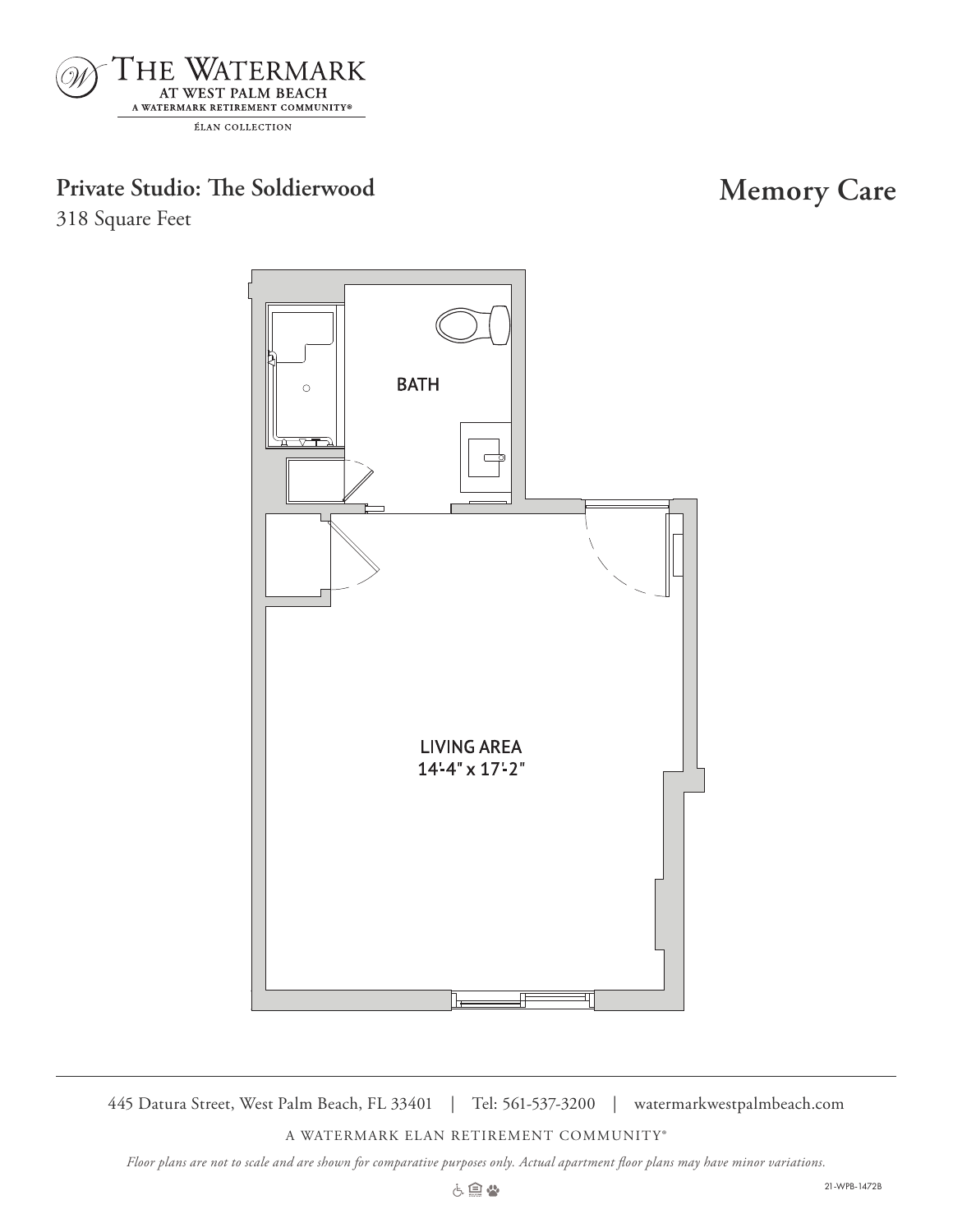THE WATERMARK
AT WEST PALM BEACH
A WATERMARK RETIREMENT COMMUNITY®
ÉLAN COLLECTION

## Private Studio: The Soldierwood

318 Square Feet

## Memory Care

BATH

LIVING AREA
14'-4" x 17'-2"

445 Datura Street, West Palm Beach, FL 33401 | Tel: 561-537-3200 | watermarkwestpalmbeach.com

A WATERMARK ELAN RETIREMENT COMMUNITY®

*Floor plans are not to scale and are shown for comparative purposes only. Actual apartment floor plans may have minor variations.*

21-WPB-1472B